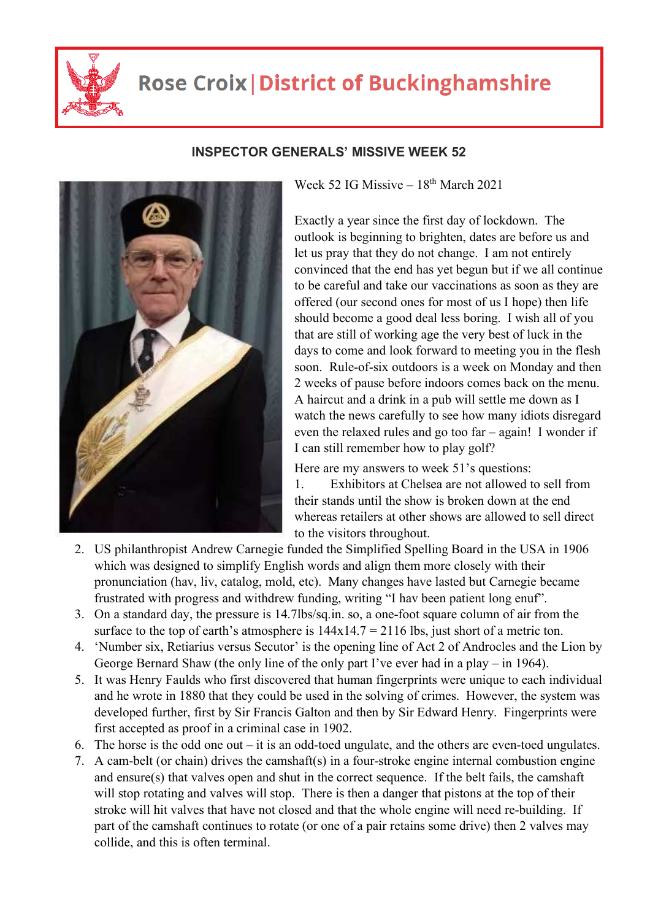# Rose Croix | District of Buckinghamshire

## INSPECTOR GENERALS' MISSIVE WEEK 52

Week 52 IG Missive – 18th March 2021

Exactly a year since the first day of lockdown. The outlook is beginning to brighten, dates are before us and let us pray that they do not change. I am not entirely convinced that the end has yet begun but if we all continue to be careful and take our vaccinations as soon as they are offered (our second ones for most of us I hope) then life should become a good deal less boring. I wish all of you that are still of working age the very best of luck in the days to come and look forward to meeting you in the flesh soon. Rule-of-six outdoors is a week on Monday and then 2 weeks of pause before indoors comes back on the menu. A haircut and a drink in a pub will settle me down as I watch the news carefully to see how many idiots disregard even the relaxed rules and go too far – again! I wonder if I can still remember how to play golf?

Here are my answers to week 51's questions:

1. Exhibitors at Chelsea are not allowed to sell from their stands until the show is broken down at the end whereas retailers at other shows are allowed to sell direct to the visitors throughout.
2. US philanthropist Andrew Carnegie funded the Simplified Spelling Board in the USA in 1906 which was designed to simplify English words and align them more closely with their pronunciation (hav, liv, catalog, mold, etc). Many changes have lasted but Carnegie became frustrated with progress and withdrew funding, writing "I hav been patient long enuf".
3. On a standard day, the pressure is 14.7lbs/sq.in. so, a one-foot square column of air from the surface to the top of earth's atmosphere is 144x14.7 = 2116 lbs, just short of a metric ton.
4. 'Number six, Retiarius versus Secutor' is the opening line of Act 2 of Androcles and the Lion by George Bernard Shaw (the only line of the only part I've ever had in a play – in 1964).
5. It was Henry Faulds who first discovered that human fingerprints were unique to each individual and he wrote in 1880 that they could be used in the solving of crimes. However, the system was developed further, first by Sir Francis Galton and then by Sir Edward Henry. Fingerprints were first accepted as proof in a criminal case in 1902.
6. The horse is the odd one out – it is an odd-toed ungulate, and the others are even-toed ungulates.
7. A cam-belt (or chain) drives the camshaft(s) in a four-stroke engine internal combustion engine and ensure(s) that valves open and shut in the correct sequence. If the belt fails, the camshaft will stop rotating and valves will stop. There is then a danger that pistons at the top of their stroke will hit valves that have not closed and that the whole engine will need re-building. If part of the camshaft continues to rotate (or one of a pair retains some drive) then 2 valves may collide, and this is often terminal.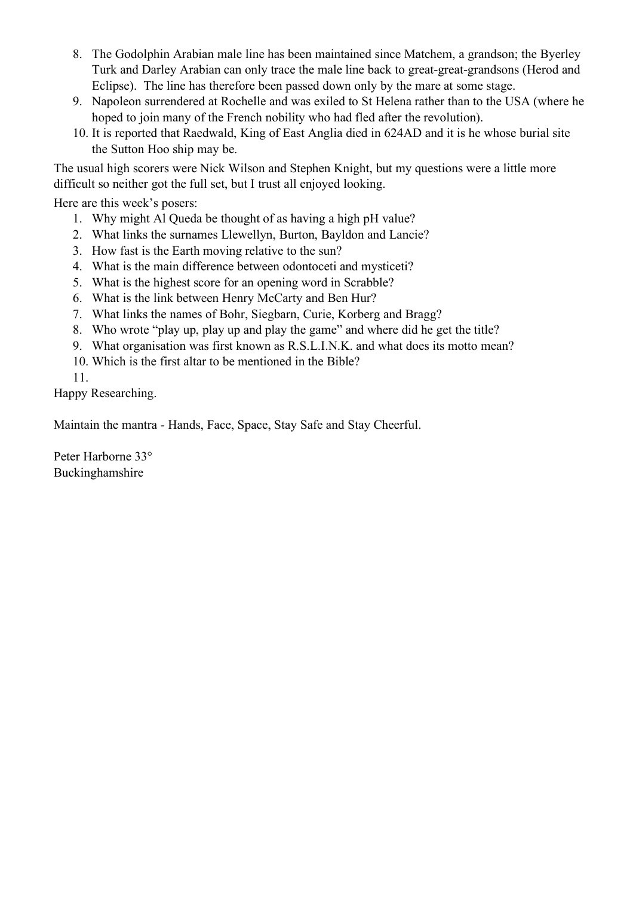8. The Godolphin Arabian male line has been maintained since Matchem, a grandson; the Byerley Turk and Darley Arabian can only trace the male line back to great-great-grandsons (Herod and Eclipse). The line has therefore been passed down only by the mare at some stage.
9. Napoleon surrendered at Rochelle and was exiled to St Helena rather than to the USA (where he hoped to join many of the French nobility who had fled after the revolution).
10. It is reported that Raedwald, King of East Anglia died in 624AD and it is he whose burial site the Sutton Hoo ship may be.

The usual high scorers were Nick Wilson and Stephen Knight, but my questions were a little more difficult so neither got the full set, but I trust all enjoyed looking.

Here are this week's posers:

1. Why might Al Queda be thought of as having a high pH value?
2. What links the surnames Llewellyn, Burton, Bayldon and Lancie?
3. How fast is the Earth moving relative to the sun?
4. What is the main difference between odontoceti and mysticeti?
5. What is the highest score for an opening word in Scrabble?
6. What is the link between Henry McCarty and Ben Hur?
7. What links the names of Bohr, Siegbarn, Curie, Korberg and Bragg?
8. Who wrote "play up, play up and play the game" and where did he get the title?
9. What organisation was first known as R.S.L.I.N.K. and what does its motto mean?
10. Which is the first altar to be mentioned in the Bible?
11.

Happy Researching.

Maintain the mantra - Hands, Face, Space, Stay Safe and Stay Cheerful.

Peter Harborne 33°
Buckinghamshire